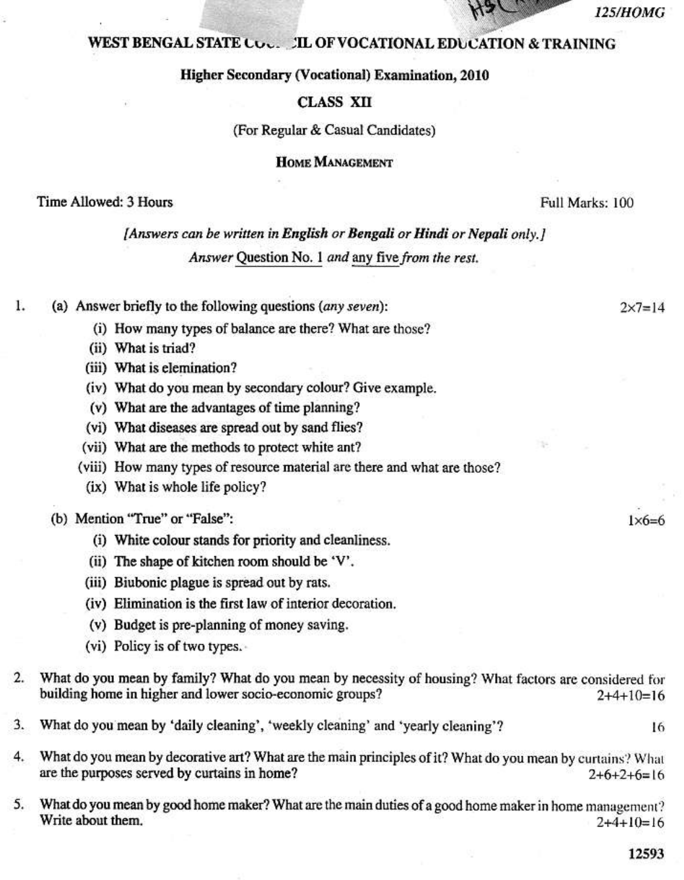125/HOMG

# WEST BENGAL STATE COUNCIL OF VOCATIONAL EDUCATION & TRAINING

## Higher Secondary (Vocational) Examination, 2010

## CLASS XII

(For Regular & Casual Candidates)

## HOME MANAGEMENT

Time Allowed: 3 Hours                                                                                   Full Marks: 100

*[Answers can be written in **English** or **Bengali** or **Hindi** or **Nepali** only.]*

*Answer* Question No. 1 *and* any five *from the rest.*

1. (a) Answer briefly to the following questions (*any seven*): 2×7=14

   (i) How many types of balance are there? What are those?

   (ii) What is triad?

   (iii) What is elemination?

   (iv) What do you mean by secondary colour? Give example.

   (v) What are the advantages of time planning?

   (vi) What diseases are spread out by sand flies?

   (vii) What are the methods to protect white ant?

   (viii) How many types of resource material are there and what are those?

   (ix) What is whole life policy?

   (b) Mention "True" or "False": 1×6=6

   (i) White colour stands for priority and cleanliness.

   (ii) The shape of kitchen room should be 'V'.

   (iii) Biubonic plague is spread out by rats.

   (iv) Elimination is the first law of interior decoration.

   (v) Budget is pre-planning of money saving.

   (vi) Policy is of two types.

2. What do you mean by family? What do you mean by necessity of housing? What factors are considered for building home in higher and lower socio-economic groups? 2+4+10=16

3. What do you mean by 'daily cleaning', 'weekly cleaning' and 'yearly cleaning'? 16

4. What do you mean by decorative art? What are the main principles of it? What do you mean by curtains? What are the purposes served by curtains in home? 2+6+2+6=16

5. What do you mean by good home maker? What are the main duties of a good home maker in home management? Write about them. 2+4+10=16

12593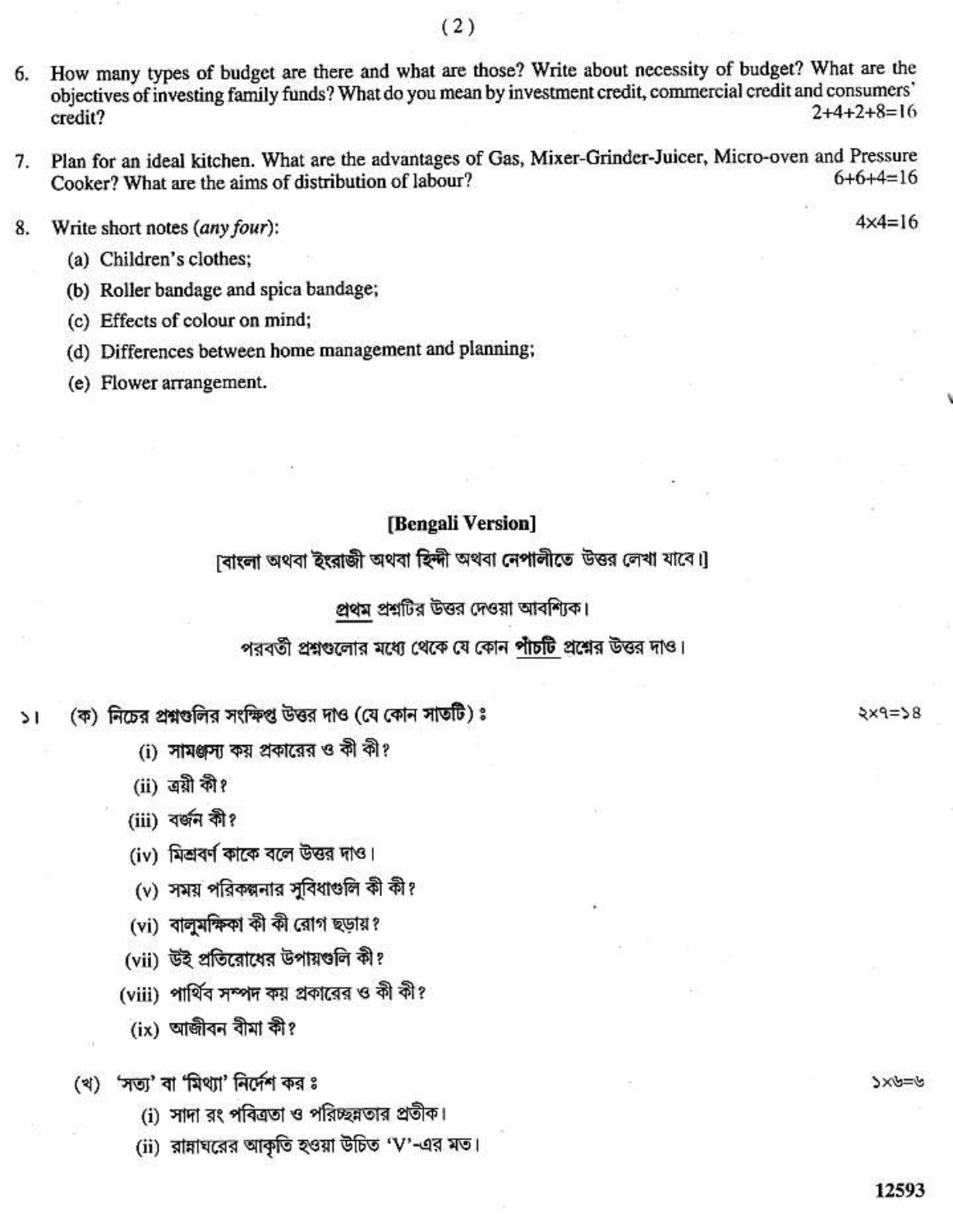6. How many types of budget are there and what are those? Write about necessity of budget? What are the objectives of investing family funds? What do you mean by investment credit, commercial credit and consumers' credit? 2+4+2+8=16

7. Plan for an ideal kitchen. What are the advantages of Gas, Mixer-Grinder-Juicer, Micro-oven and Pressure Cooker? What are the aims of distribution of labour? 6+6+4=16

8. Write short notes (*any four*): 4×4=16

   (a) Children's clothes;

   (b) Roller bandage and spica bandage;

   (c) Effects of colour on mind;

   (d) Differences between home management and planning;

   (e) Flower arrangement.

## [Bengali Version]

[বাংলা অথবা ইংরাজী অথবা হিন্দী অথবা নেপালীতে উত্তর লেখা যাবে।]

প্রথম প্রশ্নটির উত্তর দেওয়া আবশ্যিক।

পরবর্তী প্রশ্নগুলোর মধ্যে থেকে যে কোন **পাঁচটি** প্রশ্নের উত্তর দাও।

১। (ক) নিচের প্রশ্নগুলির সংক্ষিপ্ত উত্তর দাও (যে কোন সাতটি) : ২×৭=১৪

   (i) সামঞ্জস্য কয় প্রকারের ও কী কী?

   (ii) ত্রয়ী কী?

   (iii) বর্জন কী?

   (iv) মিশ্রবর্ণ কাকে বলে উত্তর দাও।

   (v) সময় পরিকল্পনার সুবিধাগুলি কী কী?

   (vi) বালুমক্ষিকা কী কী রোগ ছড়ায়?

   (vii) উই প্রতিরোধের উপায়গুলি কী?

   (viii) পার্থিব সম্পদ কয় প্রকারের ও কী কী?

   (ix) আজীবন বীমা কী?

   (খ) 'সত্য' বা 'মিথ্যা' নির্দেশ কর : ১×৬=৬

   (i) সাদা রং পবিত্রতা ও পরিচ্ছন্নতার প্রতীক।

   (ii) রান্নাঘরের আকৃতি হওয়া উচিত 'V'-এর মত।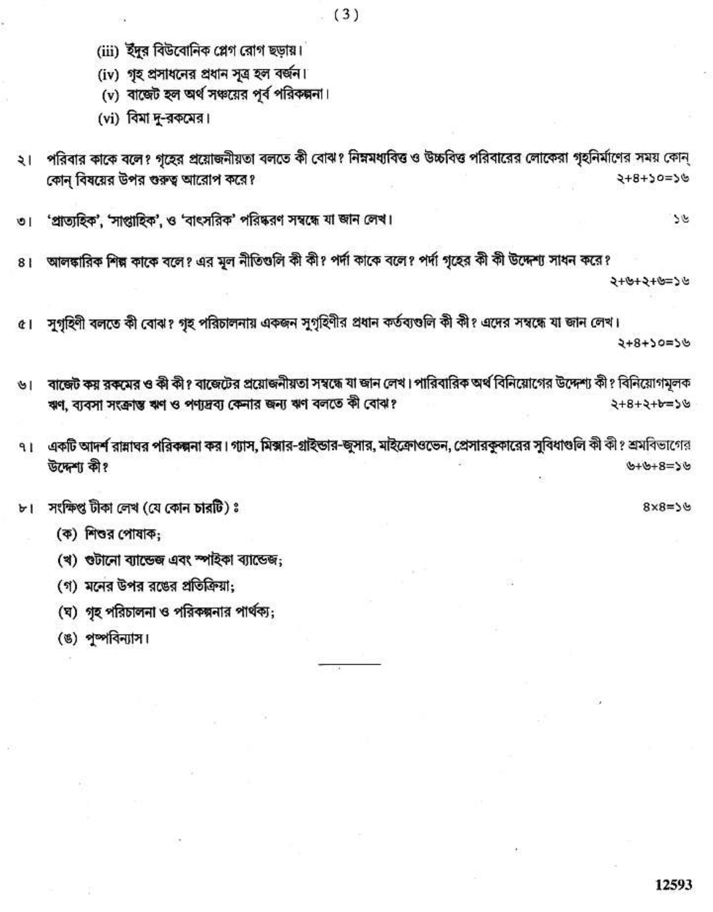(iii) ইঁদুর বিউবোনিক প্লেগ রোগ ছড়ায়।

(iv) গৃহ প্রসাধনের প্রধান সূত্র হল বর্জন।

(v) বাজেট হল অর্থ সঞ্চয়ের পূর্ব পরিকল্পনা।

(vi) বিমা দু-রকমের।

২। পরিবার কাকে বলে? গৃহের প্রয়োজনীয়তা বলতে কী বোঝ? নিম্নমধ্যবিত্ত ও উচ্চবিত্ত পরিবারের লোকেরা গৃহনির্মাণের সময় কোন্ কোন্ বিষয়ের উপর গুরুত্ব আরোপ করে? ২+৪+১০=১৬

৩। 'প্রাত্যহিক', 'সাপ্তাহিক', ও 'বাৎসরিক' পরিষ্করণ সম্বন্ধে যা জান লেখ। ১৬

৪। আলঙ্কারিক শিল্প কাকে বলে? এর মূল নীতিগুলি কী কী? পর্দা কাকে বলে? পর্দা গৃহের কী কী উদ্দেশ্য সাধন করে? ২+৬+২+৬=১৬

৫। সুগৃহিণী বলতে কী বোঝ? গৃহ পরিচালনায় একজন সুগৃহিণীর প্রধান কর্তব্যগুলি কী কী? এদের সম্বন্ধে যা জান লেখ। ২+৪+১০=১৬

৬। বাজেট কয় রকমের ও কী কী? বাজেটের প্রয়োজনীয়তা সম্বন্ধে যা জান লেখ। পারিবারিক অর্থ বিনিয়োগের উদ্দেশ্য কী? বিনিয়োগমূলক ঋণ, ব্যবসা সংক্রান্ত ঋণ ও পণ্যদ্রব্য কেনার জন্য ঋণ বলতে কী বোঝ? ২+৪+২+৮=১৬

৭। একটি আদর্শ রান্নাঘর পরিকল্পনা কর। গ্যাস, মিক্সার-গ্রাইন্ডার-জুসার, মাইক্রোওভেন, প্রেসারকুকারের সুবিধাগুলি কী কী? শ্রমবিভাগের উদ্দেশ্য কী? ৬+৬+৪=১৬

৮। সংক্ষিপ্ত টীকা লেখ (যে কোন চারটি): ৪×৪=১৬

(ক) শিশুর পোষাক;

(খ) গুটানো ব্যান্ডেজ এবং স্পাইকা ব্যান্ডেজ;

(গ) মনের উপর রঙের প্রতিক্রিয়া;

(ঘ) গৃহ পরিচালনা ও পরিকল্পনার পার্থক্য;

(ঙ) পুষ্পবিন্যাস।